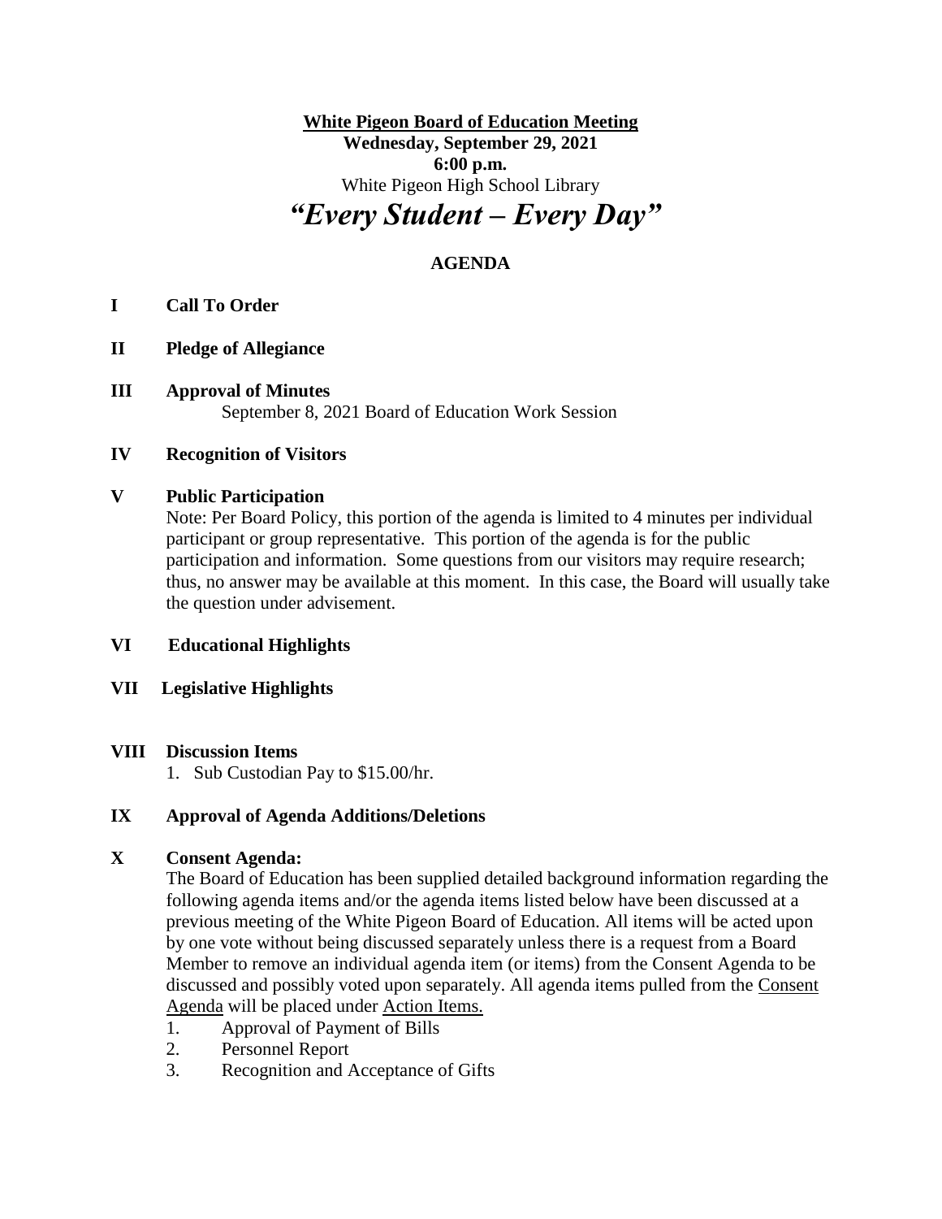**White Pigeon Board of Education Meeting**
**Wednesday, September 29, 2021**
**6:00 p.m.**
White Pigeon High School Library

# *"Every Student – Every Day"*

**AGENDA**

**I Call To Order**

**II Pledge of Allegiance**

**III Approval of Minutes**

September 8, 2021 Board of Education Work Session

**IV Recognition of Visitors**

**V Public Participation**

Note: Per Board Policy, this portion of the agenda is limited to 4 minutes per individual participant or group representative. This portion of the agenda is for the public participation and information. Some questions from our visitors may require research; thus, no answer may be available at this moment. In this case, the Board will usually take the question under advisement.

**VI Educational Highlights**

**VII Legislative Highlights**

**VIII Discussion Items**

1. Sub Custodian Pay to $15.00/hr.

**IX Approval of Agenda Additions/Deletions**

**X Consent Agenda:**

The Board of Education has been supplied detailed background information regarding the following agenda items and/or the agenda items listed below have been discussed at a previous meeting of the White Pigeon Board of Education. All items will be acted upon by one vote without being discussed separately unless there is a request from a Board Member to remove an individual agenda item (or items) from the Consent Agenda to be discussed and possibly voted upon separately. All agenda items pulled from the Consent Agenda will be placed under Action Items.

1. Approval of Payment of Bills
2. Personnel Report
3. Recognition and Acceptance of Gifts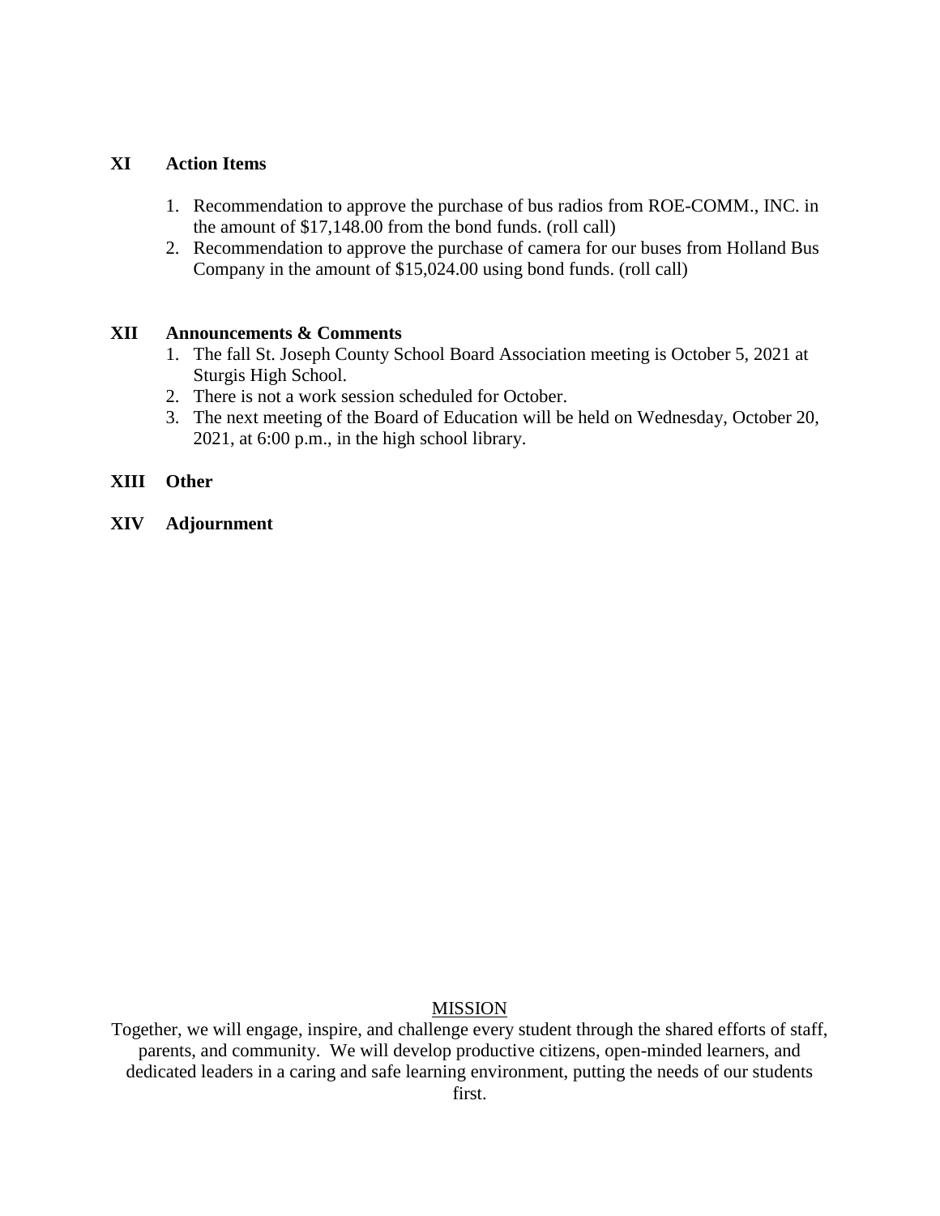## XI Action Items

1. Recommendation to approve the purchase of bus radios from ROE-COMM., INC. in the amount of $17,148.00 from the bond funds. (roll call)
2. Recommendation to approve the purchase of camera for our buses from Holland Bus Company in the amount of $15,024.00 using bond funds. (roll call)

## XII Announcements & Comments

1. The fall St. Joseph County School Board Association meeting is October 5, 2021 at Sturgis High School.
2. There is not a work session scheduled for October.
3. The next meeting of the Board of Education will be held on Wednesday, October 20, 2021, at 6:00 p.m., in the high school library.

## XIII Other

## XIV Adjournment

MISSION

Together, we will engage, inspire, and challenge every student through the shared efforts of staff, parents, and community. We will develop productive citizens, open-minded learners, and dedicated leaders in a caring and safe learning environment, putting the needs of our students first.